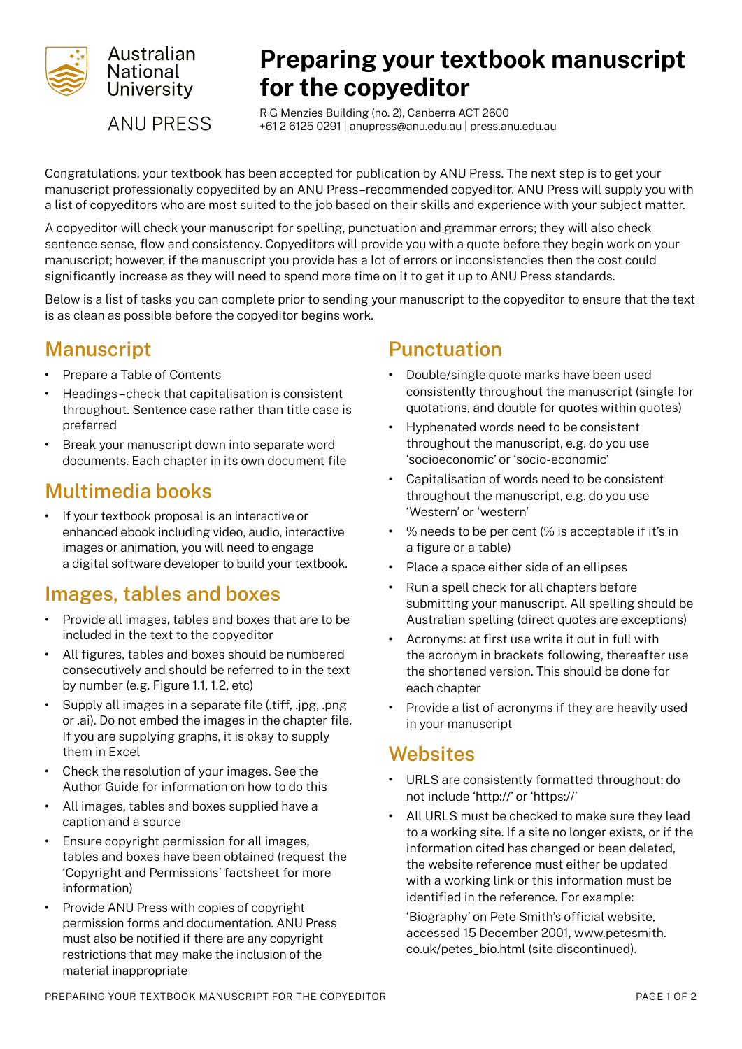Australian National University

ANU PRESS

# Preparing your textbook manuscript for the copyeditor

R G Menzies Building (no. 2), Canberra ACT 2600
+61 2 6125 0291 | anupress@anu.edu.au | press.anu.edu.au

Congratulations, your textbook has been accepted for publication by ANU Press. The next step is to get your manuscript professionally copyedited by an ANU Press–recommended copyeditor. ANU Press will supply you with a list of copyeditors who are most suited to the job based on their skills and experience with your subject matter.

A copyeditor will check your manuscript for spelling, punctuation and grammar errors; they will also check sentence sense, flow and consistency. Copyeditors will provide you with a quote before they begin work on your manuscript; however, if the manuscript you provide has a lot of errors or inconsistencies then the cost could significantly increase as they will need to spend more time on it to get it up to ANU Press standards.

Below is a list of tasks you can complete prior to sending your manuscript to the copyeditor to ensure that the text is as clean as possible before the copyeditor begins work.

## Manuscript

- Prepare a Table of Contents
- Headings – check that capitalisation is consistent throughout. Sentence case rather than title case is preferred
- Break your manuscript down into separate word documents. Each chapter in its own document file

## Multimedia books

- If your textbook proposal is an interactive or enhanced ebook including video, audio, interactive images or animation, you will need to engage a digital software developer to build your textbook.

## Images, tables and boxes

- Provide all images, tables and boxes that are to be included in the text to the copyeditor
- All figures, tables and boxes should be numbered consecutively and should be referred to in the text by number (e.g. Figure 1.1, 1.2, etc)
- Supply all images in a separate file (.tiff, .jpg, .png or .ai). Do not embed the images in the chapter file. If you are supplying graphs, it is okay to supply them in Excel
- Check the resolution of your images. See the Author Guide for information on how to do this
- All images, tables and boxes supplied have a caption and a source
- Ensure copyright permission for all images, tables and boxes have been obtained (request the 'Copyright and Permissions' factsheet for more information)
- Provide ANU Press with copies of copyright permission forms and documentation. ANU Press must also be notified if there are any copyright restrictions that may make the inclusion of the material inappropriate

## Punctuation

- Double/single quote marks have been used consistently throughout the manuscript (single for quotations, and double for quotes within quotes)
- Hyphenated words need to be consistent throughout the manuscript, e.g. do you use 'socioeconomic' or 'socio-economic'
- Capitalisation of words need to be consistent throughout the manuscript, e.g. do you use 'Western' or 'western'
- % needs to be per cent (% is acceptable if it's in a figure or a table)
- Place a space either side of an ellipses
- Run a spell check for all chapters before submitting your manuscript. All spelling should be Australian spelling (direct quotes are exceptions)
- Acronyms: at first use write it out in full with the acronym in brackets following, thereafter use the shortened version. This should be done for each chapter
- Provide a list of acronyms if they are heavily used in your manuscript

## Websites

- URLS are consistently formatted throughout: do not include 'http://' or 'https://'
- All URLS must be checked to make sure they lead to a working site. If a site no longer exists, or if the information cited has changed or been deleted, the website reference must either be updated with a working link or this information must be identified in the reference. For example:

  'Biography' on Pete Smith's official website, accessed 15 December 2001, www.petesmith.co.uk/petes_bio.html (site discontinued).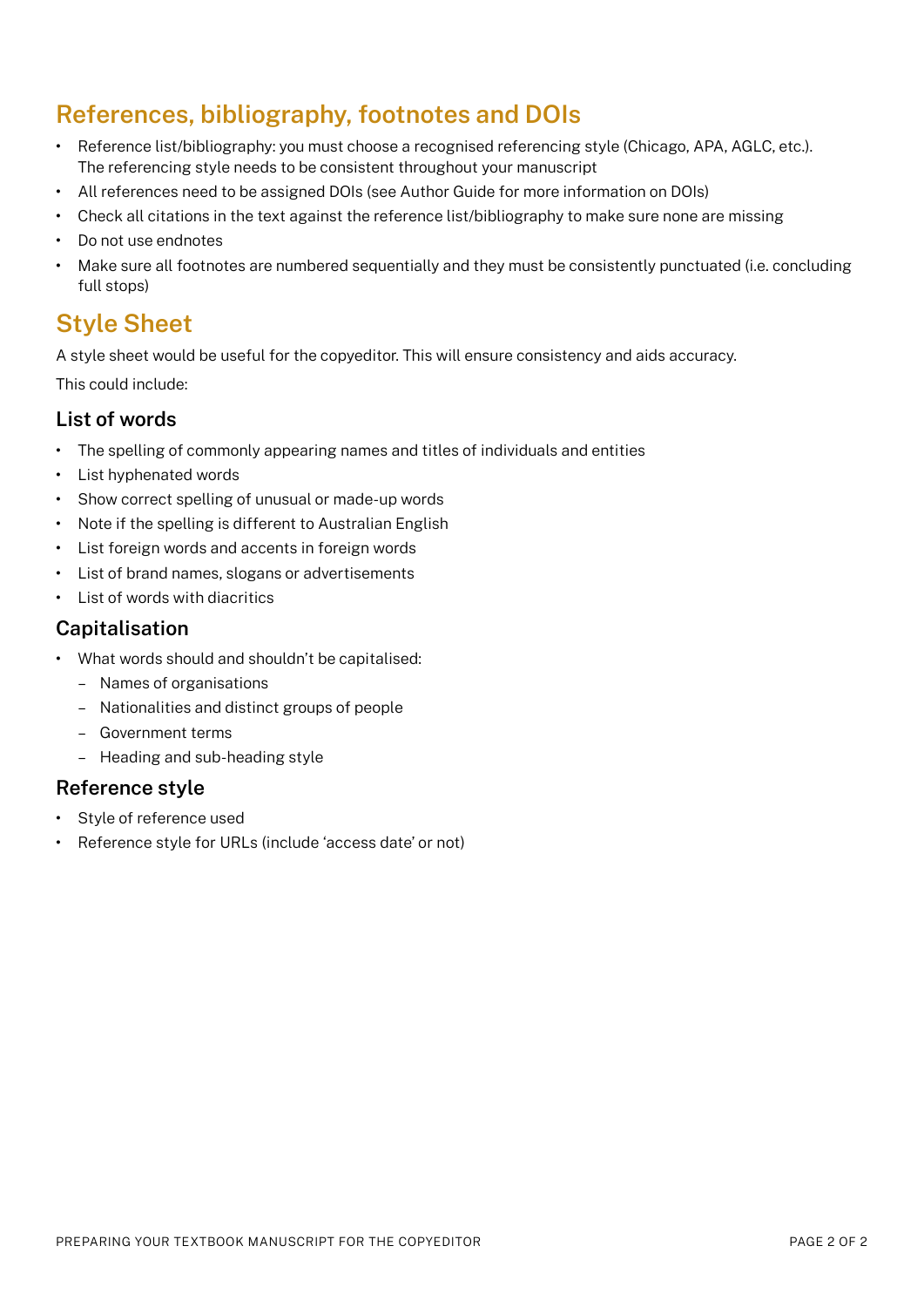## References, bibliography, footnotes and DOIs

- Reference list/bibliography: you must choose a recognised referencing style (Chicago, APA, AGLC, etc.). The referencing style needs to be consistent throughout your manuscript
- All references need to be assigned DOIs (see Author Guide for more information on DOIs)
- Check all citations in the text against the reference list/bibliography to make sure none are missing
- Do not use endnotes
- Make sure all footnotes are numbered sequentially and they must be consistently punctuated (i.e. concluding full stops)

## Style Sheet

A style sheet would be useful for the copyeditor. This will ensure consistency and aids accuracy.

This could include:

### List of words

- The spelling of commonly appearing names and titles of individuals and entities
- List hyphenated words
- Show correct spelling of unusual or made-up words
- Note if the spelling is different to Australian English
- List foreign words and accents in foreign words
- List of brand names, slogans or advertisements
- List of words with diacritics

### Capitalisation

- What words should and shouldn't be capitalised:
  - Names of organisations
  - Nationalities and distinct groups of people
  - Government terms
  - Heading and sub-heading style

### Reference style

- Style of reference used
- Reference style for URLs (include 'access date' or not)